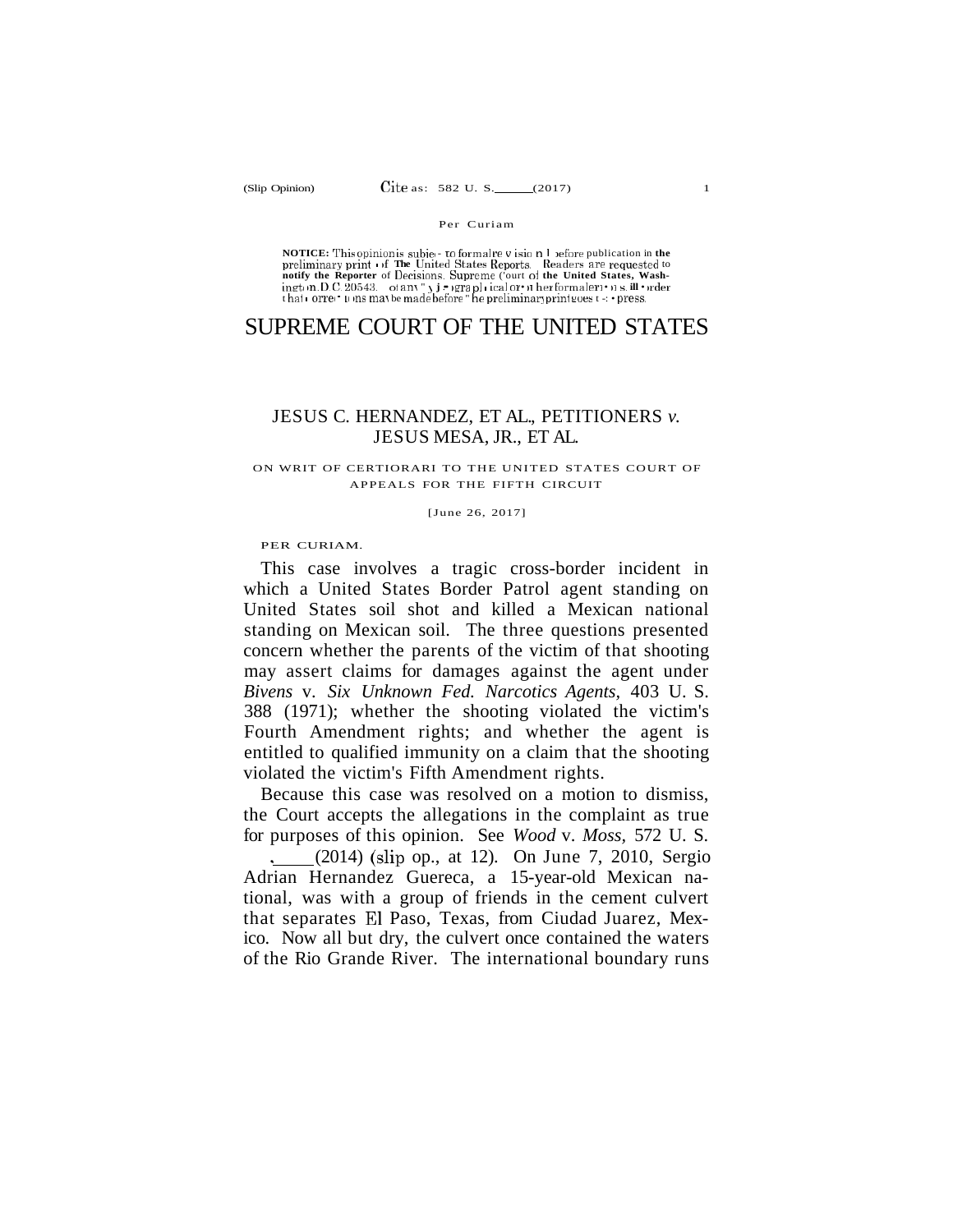Per Curiam

**NOTICE:** This opinion is subject to formal revision before publication in the preliminary print of The United States Reports. Readers are requested to notify the Reporter of Decisions, Supreme Court of the United States, Washington, D.C. 20543, of any typographical or other formal errors, in order that corrections may be made before the preliminary print goes to press.

# SUPREME COURT OF THE UNITED STATES

JESUS C. HERNANDEZ, ET AL., PETITIONERS *v.* JESUS MESA, JR., ET AL.

ON WRIT OF CERTIORARI TO THE UNITED STATES COURT OF APPEALS FOR THE FIFTH CIRCUIT

[June 26, 2017]

PER CURIAM.

This case involves a tragic cross-border incident in which a United States Border Patrol agent standing on United States soil shot and killed a Mexican national standing on Mexican soil. The three questions presented concern whether the parents of the victim of that shooting may assert claims for damages against the agent under *Bivens* v. *Six Unknown Fed. Narcotics Agents*, 403 U. S. 388 (1971); whether the shooting violated the victim's Fourth Amendment rights; and whether the agent is entitled to qualified immunity on a claim that the shooting violated the victim's Fifth Amendment rights.

Because this case was resolved on a motion to dismiss, the Court accepts the allegations in the complaint as true for purposes of this opinion. See *Wood* v. *Moss*, 572 U. S. \_\_\_, \_\_\_ (2014) (slip op., at 12). On June 7, 2010, Sergio Adrian Hernandez Guereca, a 15-year-old Mexican national, was with a group of friends in the cement culvert that separates El Paso, Texas, from Ciudad Juarez, Mexico. Now all but dry, the culvert once contained the waters of the Rio Grande River. The international boundary runs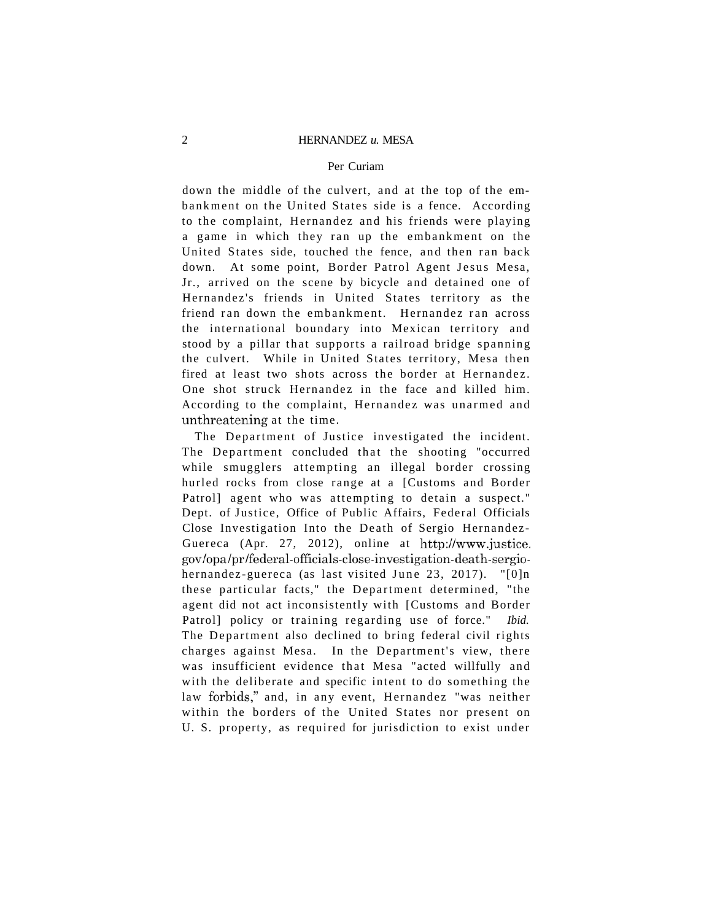down the middle of the culvert, and at the top of the embankment on the United States side is a fence. According to the complaint, Hernandez and his friends were playing a game in which they ran up the embankment on the United States side, touched the fence, and then ran back down. At some point, Border Patrol Agent Jesus Mesa, Jr., arrived on the scene by bicycle and detained one of Hernandez's friends in United States territory as the friend ran down the embankment. Hernandez ran across the international boundary into Mexican territory and stood by a pillar that supports a railroad bridge spanning the culvert. While in United States territory, Mesa then fired at least two shots across the border at Hernandez. One shot struck Hernandez in the face and killed him. According to the complaint, Hernandez was unarmed and unthreatening at the time.

The Department of Justice investigated the incident. The Department concluded that the shooting "occurred while smugglers attempting an illegal border crossing hurled rocks from close range at a [Customs and Border Patrol] agent who was attempting to detain a suspect." Dept. of Justice, Office of Public Affairs, Federal Officials Close Investigation Into the Death of Sergio Hernandez-Guereca (Apr. 27, 2012), online at http://www.justice.gov/opa/pr/federal-officials-close-investigation-death-sergio-hernandez-guereca (as last visited June 23, 2017). "[O]n these particular facts," the Department determined, "the agent did not act inconsistently with [Customs and Border Patrol] policy or training regarding use of force." *Ibid.* The Department also declined to bring federal civil rights charges against Mesa. In the Department's view, there was insufficient evidence that Mesa "acted willfully and with the deliberate and specific intent to do something the law forbids," and, in any event, Hernandez "was neither within the borders of the United States nor present on U. S. property, as required for jurisdiction to exist under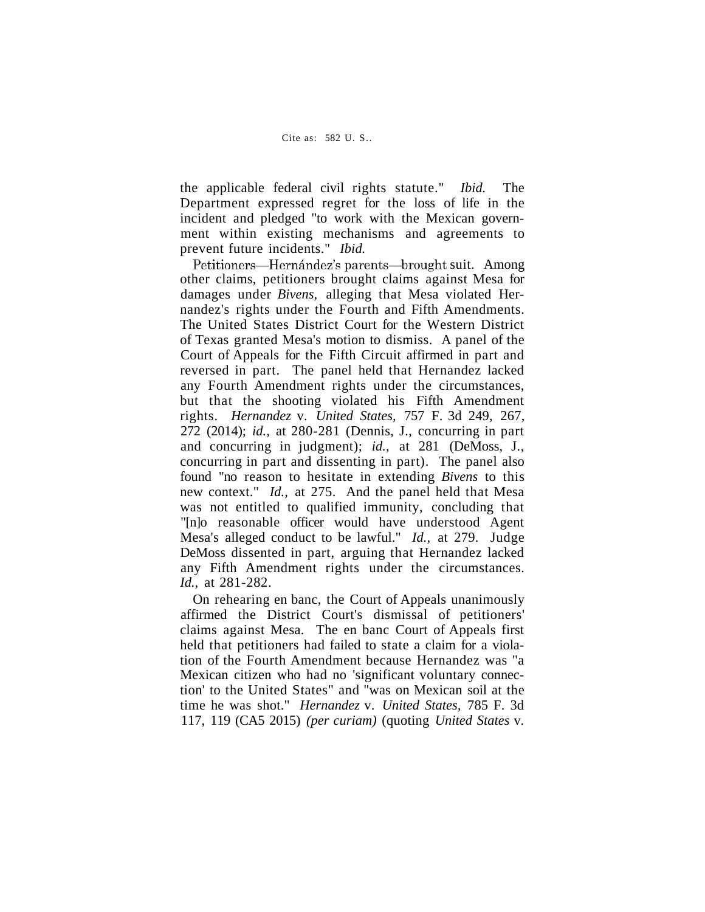the applicable federal civil rights statute." *Ibid.* The Department expressed regret for the loss of life in the incident and pledged "to work with the Mexican government within existing mechanisms and agreements to prevent future incidents." *Ibid.*

Petitioners—Hernández's parents—brought suit. Among other claims, petitioners brought claims against Mesa for damages under *Bivens,* alleging that Mesa violated Hernandez's rights under the Fourth and Fifth Amendments. The United States District Court for the Western District of Texas granted Mesa's motion to dismiss. A panel of the Court of Appeals for the Fifth Circuit affirmed in part and reversed in part. The panel held that Hernandez lacked any Fourth Amendment rights under the circumstances, but that the shooting violated his Fifth Amendment rights. *Hernandez* v. *United States,* 757 F. 3d 249, 267, 272 (2014); *id.,* at 280-281 (Dennis, J., concurring in part and concurring in judgment); *id.,* at 281 (DeMoss, J., concurring in part and dissenting in part). The panel also found "no reason to hesitate in extending *Bivens* to this new context." *Id.,* at 275. And the panel held that Mesa was not entitled to qualified immunity, concluding that "[n]o reasonable officer would have understood Agent Mesa's alleged conduct to be lawful." *Id.,* at 279. Judge DeMoss dissented in part, arguing that Hernandez lacked any Fifth Amendment rights under the circumstances. *Id.,* at 281-282.

On rehearing en banc, the Court of Appeals unanimously affirmed the District Court's dismissal of petitioners' claims against Mesa. The en banc Court of Appeals first held that petitioners had failed to state a claim for a violation of the Fourth Amendment because Hernandez was "a Mexican citizen who had no 'significant voluntary connection' to the United States" and "was on Mexican soil at the time he was shot." *Hernandez* v. *United States,* 785 F. 3d 117, 119 (CA5 2015) *(per curiam)* (quoting *United States* v.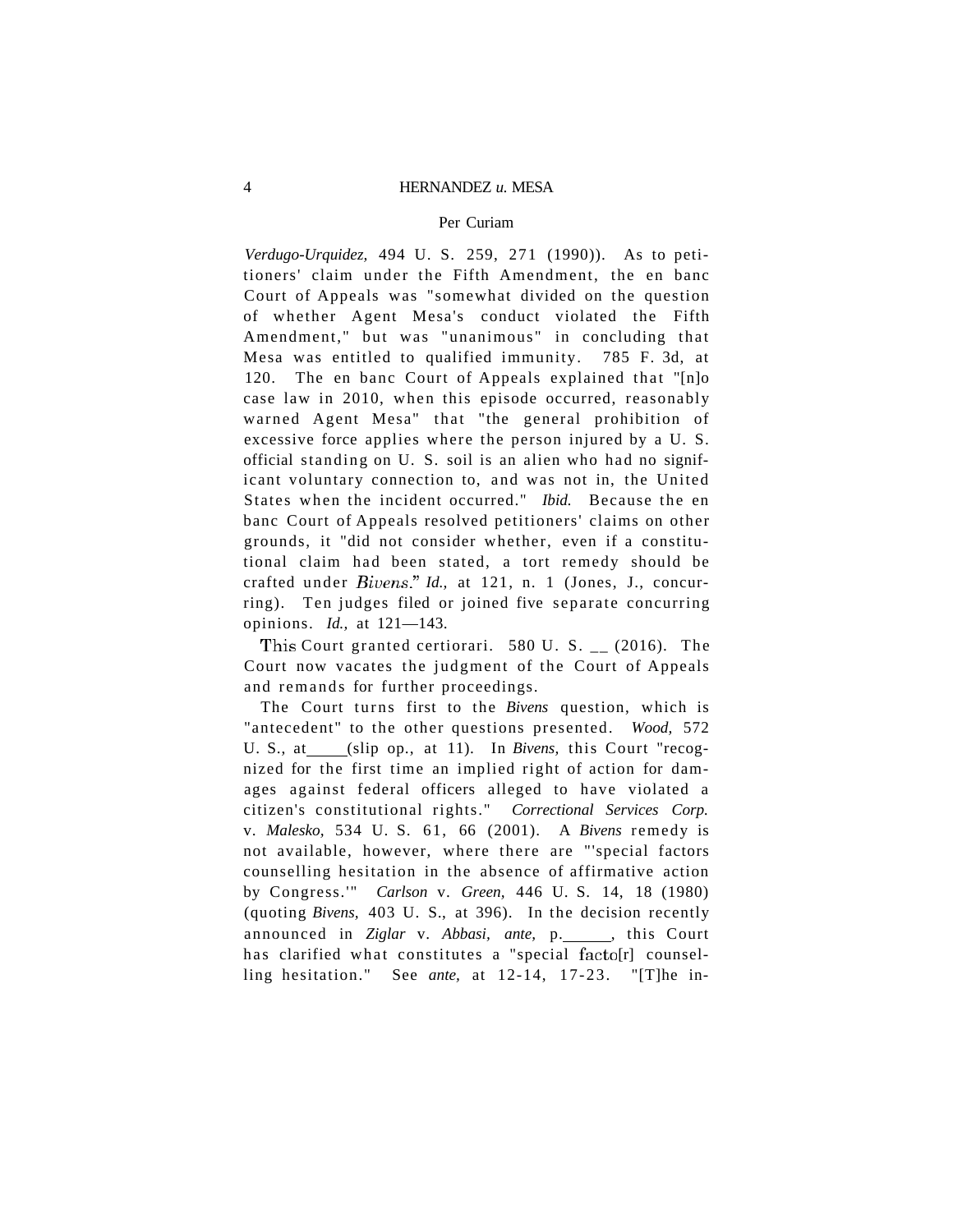*Verdugo-Urquidez,* 494 U. S. 259, 271 (1990)). As to petitioners' claim under the Fifth Amendment, the en banc Court of Appeals was "somewhat divided on the question of whether Agent Mesa's conduct violated the Fifth Amendment," but was "unanimous" in concluding that Mesa was entitled to qualified immunity. 785 F. 3d, at 120. The en banc Court of Appeals explained that "[n]o case law in 2010, when this episode occurred, reasonably warned Agent Mesa" that "the general prohibition of excessive force applies where the person injured by a U. S. official standing on U. S. soil is an alien who had no significant voluntary connection to, and was not in, the United States when the incident occurred." *Ibid.* Because the en banc Court of Appeals resolved petitioners' claims on other grounds, it "did not consider whether, even if a constitutional claim had been stated, a tort remedy should be crafted under *Bivens*." *Id.,* at 121, n. 1 (Jones, J., concurring). Ten judges filed or joined five separate concurring opinions. *Id.,* at 121—143.

This Court granted certiorari. 580 U. S. __ (2016). The Court now vacates the judgment of the Court of Appeals and remands for further proceedings.

The Court turns first to the *Bivens* question, which is "antecedent" to the other questions presented. *Wood,* 572 U. S., at ____ (slip op., at 11). In *Bivens,* this Court "recognized for the first time an implied right of action for damages against federal officers alleged to have violated a citizen's constitutional rights." *Correctional Services Corp.* v. *Malesko,* 534 U. S. 61, 66 (2001). A *Bivens* remedy is not available, however, where there are "'special factors counselling hesitation in the absence of affirmative action by Congress.'" *Carlson* v. *Green,* 446 U. S. 14, 18 (1980) (quoting *Bivens,* 403 U. S., at 396). In the decision recently announced in *Ziglar* v. *Abbasi, ante,* p. ____, this Court has clarified what constitutes a "special facto[r] counselling hesitation." See *ante,* at 12-14, 17-23. "[T]he in-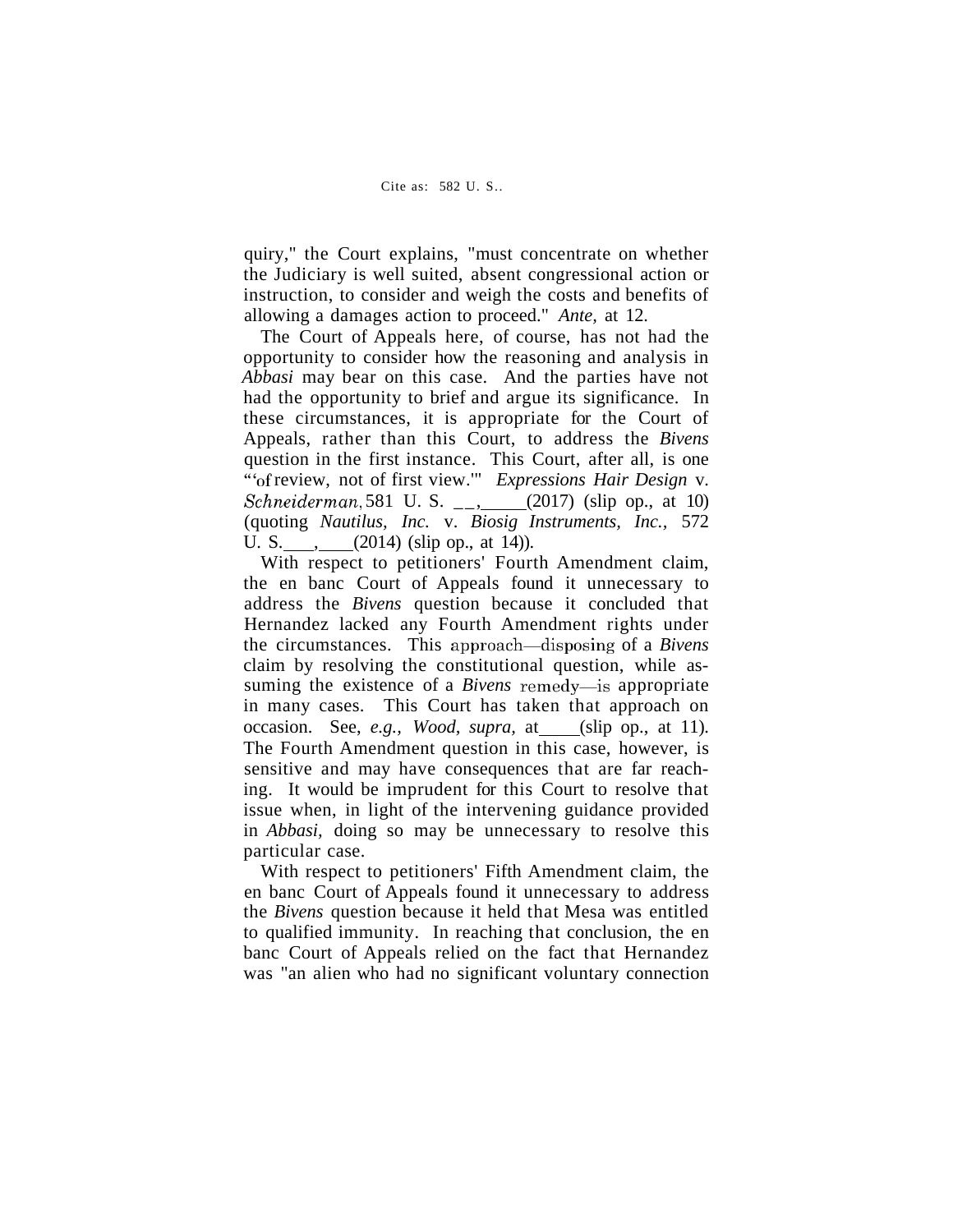quiry," the Court explains, "must concentrate on whether the Judiciary is well suited, absent congressional action or instruction, to consider and weigh the costs and benefits of allowing a damages action to proceed." *Ante,* at 12.

The Court of Appeals here, of course, has not had the opportunity to consider how the reasoning and analysis in *Abbasi* may bear on this case. And the parties have not had the opportunity to brief and argue its significance. In these circumstances, it is appropriate for the Court of Appeals, rather than this Court, to address the *Bivens* question in the first instance. This Court, after all, is one "'of review, not of first view.'" *Expressions Hair Design* v. *Schneiderman,* 581 U. S. __, _____ (2017) (slip op., at 10) (quoting *Nautilus, Inc.* v. *Biosig Instruments, Inc.,* 572 U. S. ___, ___ (2014) (slip op., at 14)).

With respect to petitioners' Fourth Amendment claim, the en banc Court of Appeals found it unnecessary to address the *Bivens* question because it concluded that Hernandez lacked any Fourth Amendment rights under the circumstances. This approach—disposing of a *Bivens* claim by resolving the constitutional question, while assuming the existence of a *Bivens* remedy—is appropriate in many cases. This Court has taken that approach on occasion. See, *e.g., Wood, supra,* at ____ (slip op., at 11). The Fourth Amendment question in this case, however, is sensitive and may have consequences that are far reaching. It would be imprudent for this Court to resolve that issue when, in light of the intervening guidance provided in *Abbasi,* doing so may be unnecessary to resolve this particular case.

With respect to petitioners' Fifth Amendment claim, the en banc Court of Appeals found it unnecessary to address the *Bivens* question because it held that Mesa was entitled to qualified immunity. In reaching that conclusion, the en banc Court of Appeals relied on the fact that Hernandez was "an alien who had no significant voluntary connection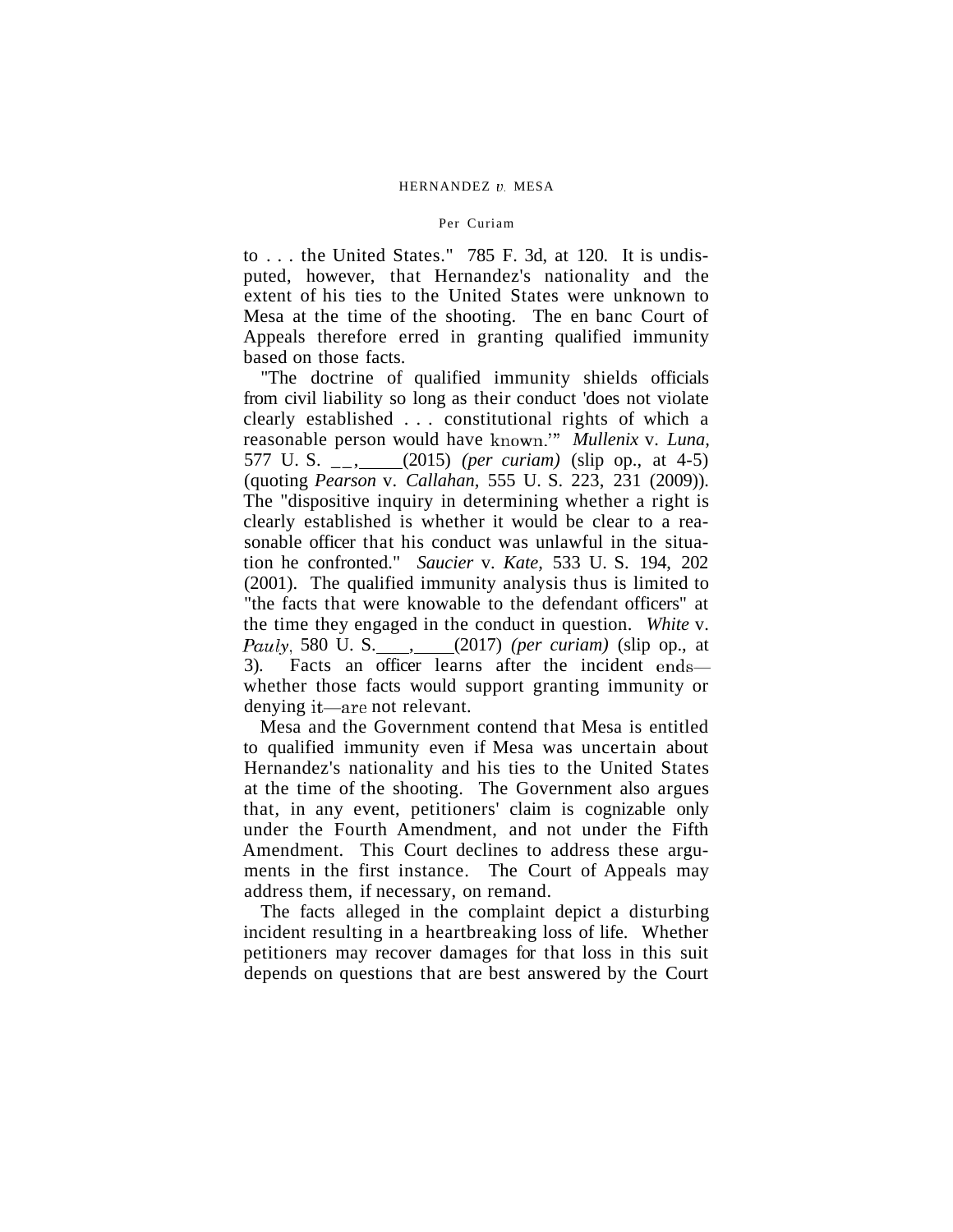to . . . the United States." 785 F. 3d, at 120. It is undisputed, however, that Hernandez's nationality and the extent of his ties to the United States were unknown to Mesa at the time of the shooting. The en banc Court of Appeals therefore erred in granting qualified immunity based on those facts.

"The doctrine of qualified immunity shields officials from civil liability so long as their conduct 'does not violate clearly established . . . constitutional rights of which a reasonable person would have known.'" *Mullenix* v. *Luna,* 577 U. S. __, ____ (2015) *(per curiam)* (slip op., at 4-5) (quoting *Pearson* v. *Callahan,* 555 U. S. 223, 231 (2009)). The "dispositive inquiry in determining whether a right is clearly established is whether it would be clear to a reasonable officer that his conduct was unlawful in the situation he confronted." *Saucier* v. *Kate,* 533 U. S. 194, 202 (2001). The qualified immunity analysis thus is limited to "the facts that were knowable to the defendant officers" at the time they engaged in the conduct in question. *White* v. *Pauly,* 580 U. S. ___, ____ (2017) *(per curiam)* (slip op., at 3). Facts an officer learns after the incident ends—whether those facts would support granting immunity or denying it—are not relevant.

Mesa and the Government contend that Mesa is entitled to qualified immunity even if Mesa was uncertain about Hernandez's nationality and his ties to the United States at the time of the shooting. The Government also argues that, in any event, petitioners' claim is cognizable only under the Fourth Amendment, and not under the Fifth Amendment. This Court declines to address these arguments in the first instance. The Court of Appeals may address them, if necessary, on remand.

The facts alleged in the complaint depict a disturbing incident resulting in a heartbreaking loss of life. Whether petitioners may recover damages for that loss in this suit depends on questions that are best answered by the Court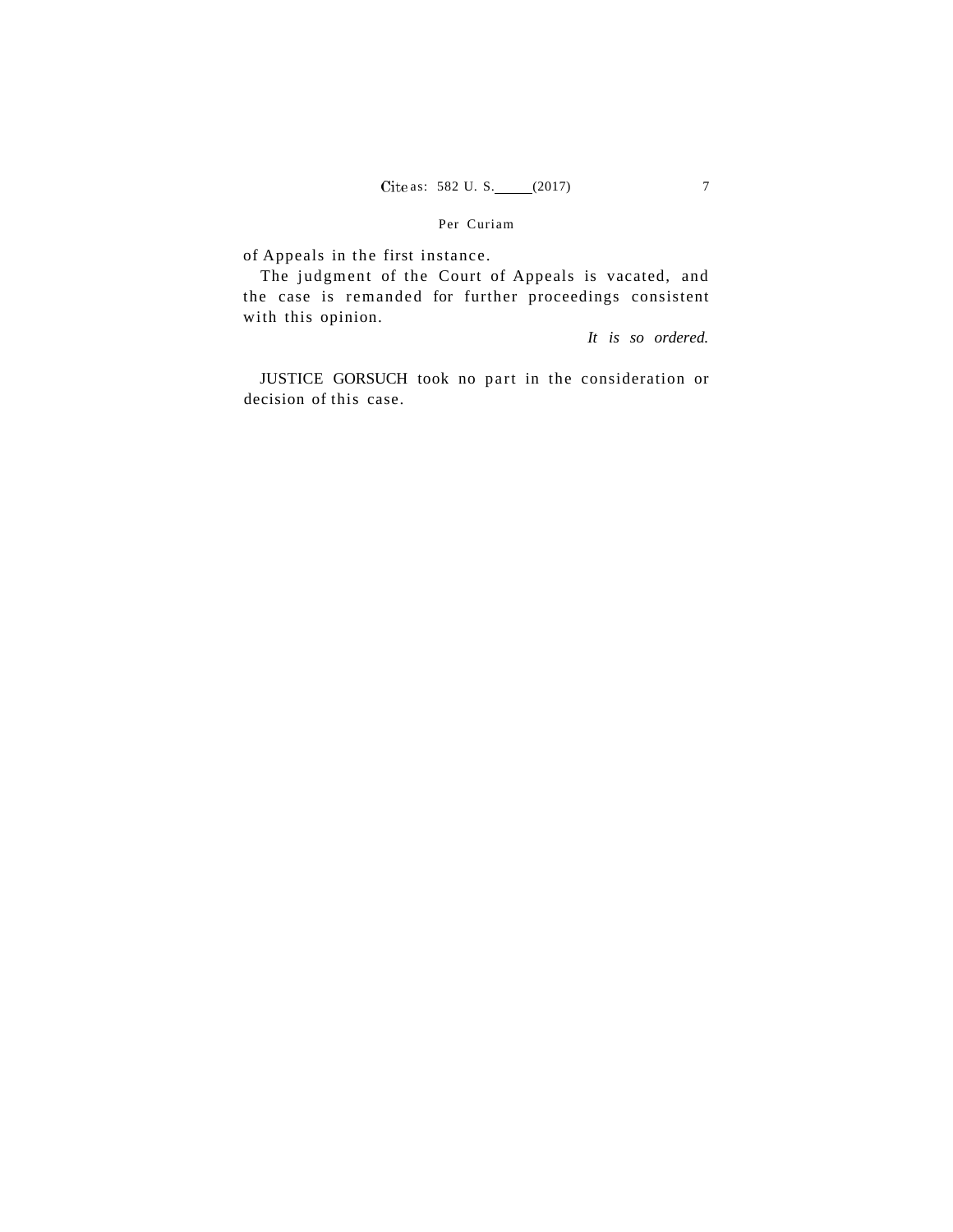of Appeals in the first instance.

The judgment of the Court of Appeals is vacated, and the case is remanded for further proceedings consistent with this opinion.

*It is so ordered.*

JUSTICE GORSUCH took no part in the consideration or decision of this case.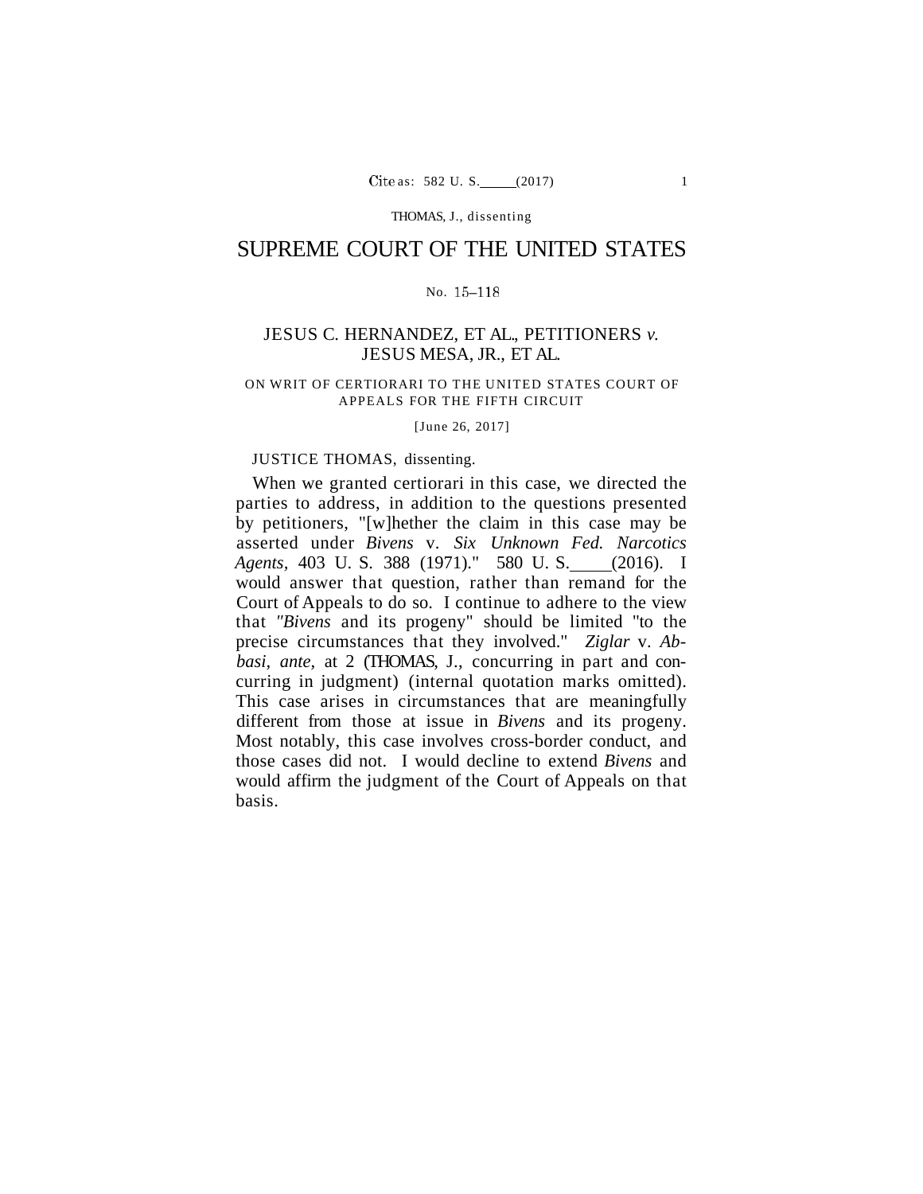# SUPREME COURT OF THE UNITED STATES

No. 15–118

JESUS C. HERNANDEZ, ET AL., PETITIONERS *v.* JESUS MESA, JR., ET AL.

ON WRIT OF CERTIORARI TO THE UNITED STATES COURT OF APPEALS FOR THE FIFTH CIRCUIT

[June 26, 2017]

JUSTICE THOMAS, dissenting.

When we granted certiorari in this case, we directed the parties to address, in addition to the questions presented by petitioners, "[w]hether the claim in this case may be asserted under *Bivens* v. *Six Unknown Fed. Narcotics Agents*, 403 U. S. 388 (1971)." 580 U. S. ___ (2016). I would answer that question, rather than remand for the Court of Appeals to do so. I continue to adhere to the view that "*Bivens* and its progeny" should be limited "to the precise circumstances that they involved." *Ziglar* v. *Abbasi*, *ante*, at 2 (THOMAS, J., concurring in part and concurring in judgment) (internal quotation marks omitted). This case arises in circumstances that are meaningfully different from those at issue in *Bivens* and its progeny. Most notably, this case involves cross-border conduct, and those cases did not. I would decline to extend *Bivens* and would affirm the judgment of the Court of Appeals on that basis.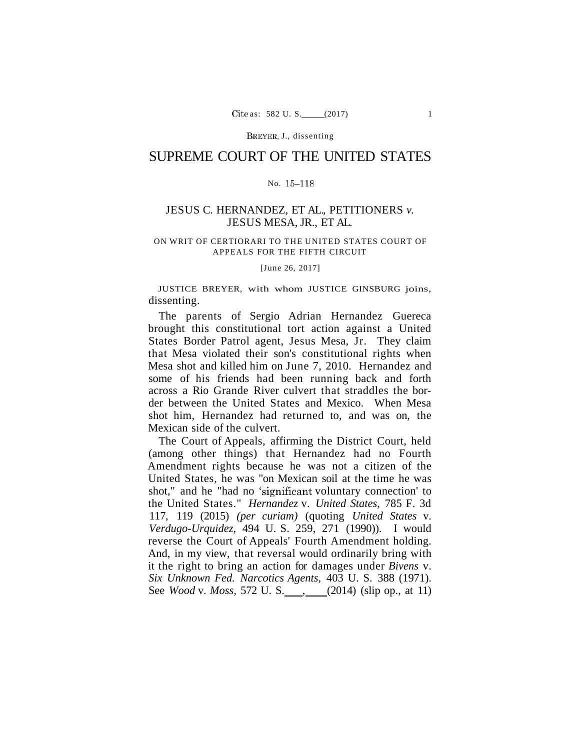BREYER, J., dissenting

# SUPREME COURT OF THE UNITED STATES

No. 15–118

JESUS C. HERNANDEZ, ET AL., PETITIONERS *v.* JESUS MESA, JR., ET AL.

ON WRIT OF CERTIORARI TO THE UNITED STATES COURT OF APPEALS FOR THE FIFTH CIRCUIT

[June 26, 2017]

JUSTICE BREYER, with whom JUSTICE GINSBURG joins, dissenting.

The parents of Sergio Adrian Hernandez Guereca brought this constitutional tort action against a United States Border Patrol agent, Jesus Mesa, Jr. They claim that Mesa violated their son's constitutional rights when Mesa shot and killed him on June 7, 2010. Hernandez and some of his friends had been running back and forth across a Rio Grande River culvert that straddles the border between the United States and Mexico. When Mesa shot him, Hernandez had returned to, and was on, the Mexican side of the culvert.

The Court of Appeals, affirming the District Court, held (among other things) that Hernandez had no Fourth Amendment rights because he was not a citizen of the United States, he was "on Mexican soil at the time he was shot," and he "had no 'significant voluntary connection' to the United States." *Hernandez* v. *United States*, 785 F. 3d 117, 119 (2015) *(per curiam)* (quoting *United States* v. *Verdugo-Urquidez*, 494 U. S. 259, 271 (1990)). I would reverse the Court of Appeals' Fourth Amendment holding. And, in my view, that reversal would ordinarily bring with it the right to bring an action for damages under *Bivens* v. *Six Unknown Fed. Narcotics Agents*, 403 U. S. 388 (1971). See *Wood* v. *Moss*, 572 U. S. ___, ___ (2014) (slip op., at 11)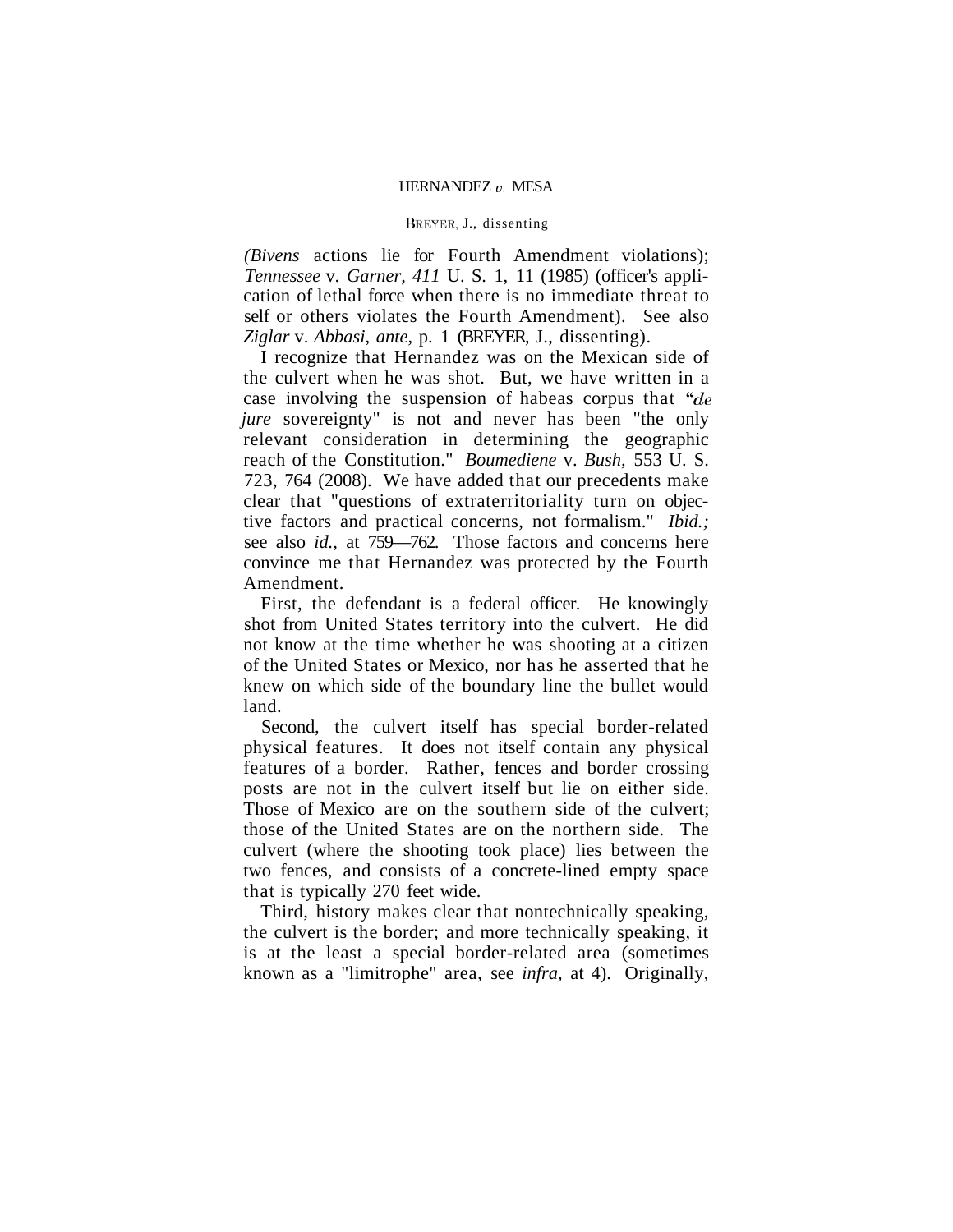(*Bivens* actions lie for Fourth Amendment violations); *Tennessee* v. *Garner,* 411 U. S. 1, 11 (1985) (officer's application of lethal force when there is no immediate threat to self or others violates the Fourth Amendment). See also *Ziglar* v. *Abbasi, ante,* p. 1 (BREYER, J., dissenting).

I recognize that Hernandez was on the Mexican side of the culvert when he was shot. But, we have written in a case involving the suspension of habeas corpus that "*de jure* sovereignty" is not and never has been "the only relevant consideration in determining the geographic reach of the Constitution." *Boumediene* v. *Bush,* 553 U. S. 723, 764 (2008). We have added that our precedents make clear that "questions of extraterritoriality turn on objective factors and practical concerns, not formalism." *Ibid.;* see also *id.,* at 759—762. Those factors and concerns here convince me that Hernandez was protected by the Fourth Amendment.

First, the defendant is a federal officer. He knowingly shot from United States territory into the culvert. He did not know at the time whether he was shooting at a citizen of the United States or Mexico, nor has he asserted that he knew on which side of the boundary line the bullet would land.

Second, the culvert itself has special border-related physical features. It does not itself contain any physical features of a border. Rather, fences and border crossing posts are not in the culvert itself but lie on either side. Those of Mexico are on the southern side of the culvert; those of the United States are on the northern side. The culvert (where the shooting took place) lies between the two fences, and consists of a concrete-lined empty space that is typically 270 feet wide.

Third, history makes clear that nontechnically speaking, the culvert is the border; and more technically speaking, it is at the least a special border-related area (sometimes known as a "limitrophe" area, see *infra,* at 4). Originally,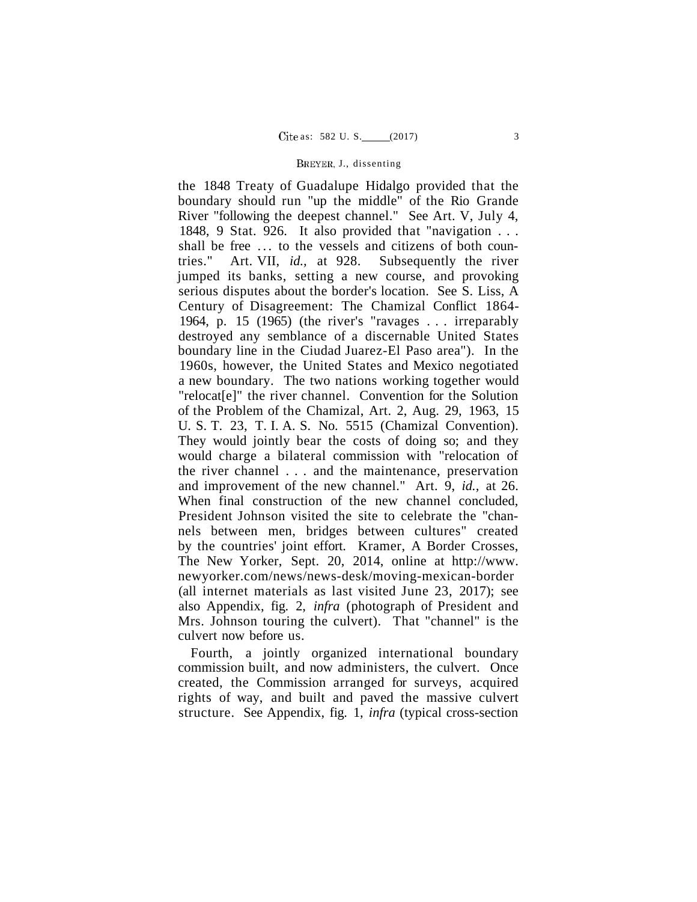the 1848 Treaty of Guadalupe Hidalgo provided that the boundary should run "up the middle" of the Rio Grande River "following the deepest channel." See Art. V, July 4, 1848, 9 Stat. 926. It also provided that "navigation . . . shall be free . . . to the vessels and citizens of both countries." Art. VII, *id.*, at 928. Subsequently the river jumped its banks, setting a new course, and provoking serious disputes about the border's location. See S. Liss, A Century of Disagreement: The Chamizal Conflict 1864-1964, p. 15 (1965) (the river's "ravages . . . irreparably destroyed any semblance of a discernable United States boundary line in the Ciudad Juarez-El Paso area"). In the 1960s, however, the United States and Mexico negotiated a new boundary. The two nations working together would "relocat[e]" the river channel. Convention for the Solution of the Problem of the Chamizal, Art. 2, Aug. 29, 1963, 15 U. S. T. 23, T. I. A. S. No. 5515 (Chamizal Convention). They would jointly bear the costs of doing so; and they would charge a bilateral commission with "relocation of the river channel . . . and the maintenance, preservation and improvement of the new channel." Art. 9, *id.*, at 26. When final construction of the new channel concluded, President Johnson visited the site to celebrate the "channels between men, bridges between cultures" created by the countries' joint effort. Kramer, A Border Crosses, The New Yorker, Sept. 20, 2014, online at http://www.newyorker.com/news/news-desk/moving-mexican-border (all internet materials as last visited June 23, 2017); see also Appendix, fig. 2, *infra* (photograph of President and Mrs. Johnson touring the culvert). That "channel" is the culvert now before us.

Fourth, a jointly organized international boundary commission built, and now administers, the culvert. Once created, the Commission arranged for surveys, acquired rights of way, and built and paved the massive culvert structure. See Appendix, fig. 1, *infra* (typical cross-section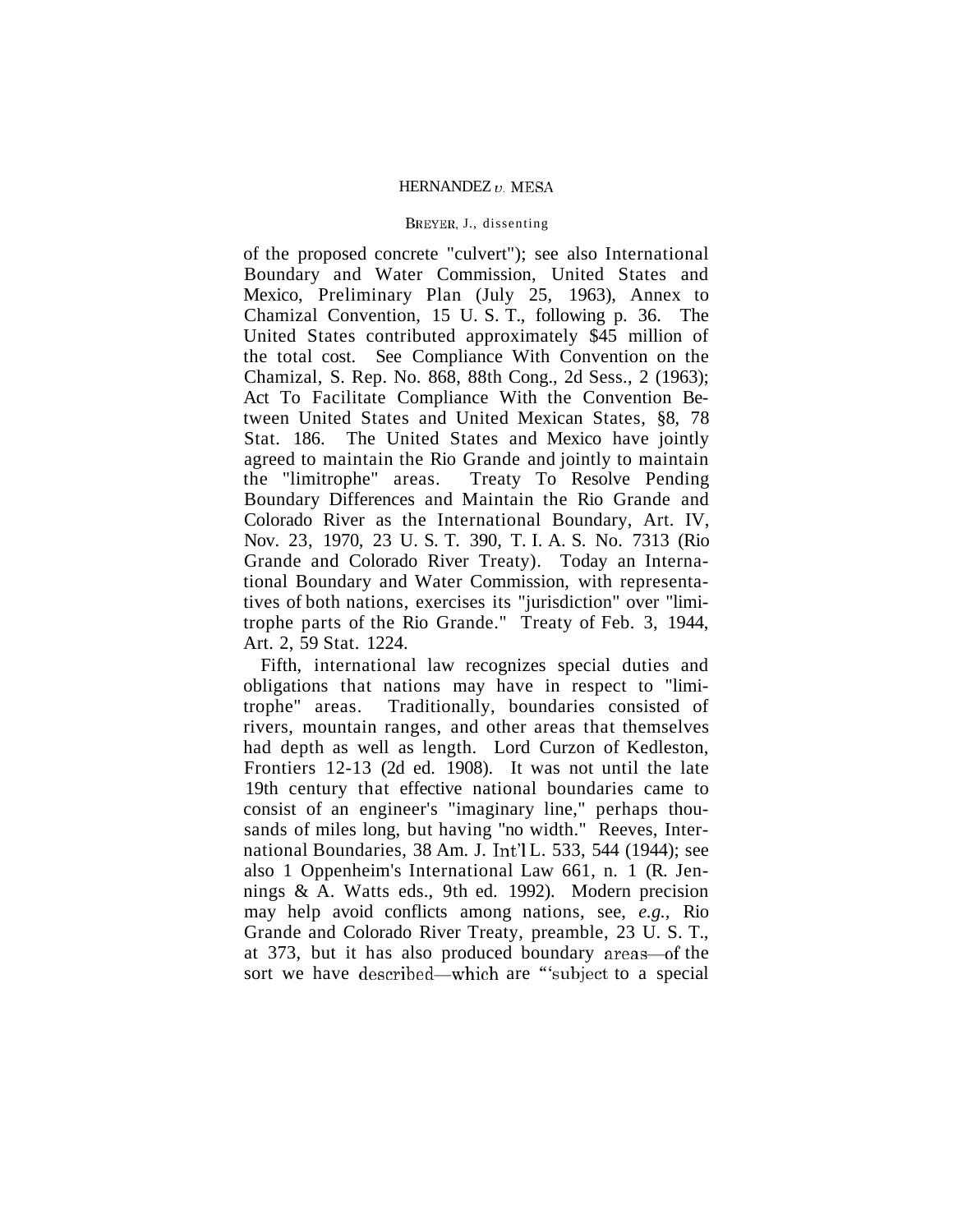of the proposed concrete "culvert"); see also International Boundary and Water Commission, United States and Mexico, Preliminary Plan (July 25, 1963), Annex to Chamizal Convention, 15 U. S. T., following p. 36. The United States contributed approximately $45 million of the total cost. See Compliance With Convention on the Chamizal, S. Rep. No. 868, 88th Cong., 2d Sess., 2 (1963); Act To Facilitate Compliance With the Convention Between United States and United Mexican States, §8, 78 Stat. 186. The United States and Mexico have jointly agreed to maintain the Rio Grande and jointly to maintain the "limitrophe" areas. Treaty To Resolve Pending Boundary Differences and Maintain the Rio Grande and Colorado River as the International Boundary, Art. IV, Nov. 23, 1970, 23 U. S. T. 390, T. I. A. S. No. 7313 (Rio Grande and Colorado River Treaty). Today an International Boundary and Water Commission, with representatives of both nations, exercises its "jurisdiction" over "limitrophe parts of the Rio Grande." Treaty of Feb. 3, 1944, Art. 2, 59 Stat. 1224.

Fifth, international law recognizes special duties and obligations that nations may have in respect to "limitrophe" areas. Traditionally, boundaries consisted of rivers, mountain ranges, and other areas that themselves had depth as well as length. Lord Curzon of Kedleston, Frontiers 12-13 (2d ed. 1908). It was not until the late 19th century that effective national boundaries came to consist of an engineer's "imaginary line," perhaps thousands of miles long, but having "no width." Reeves, International Boundaries, 38 Am. J. Int'l L. 533, 544 (1944); see also 1 Oppenheim's International Law 661, n. 1 (R. Jennings & A. Watts eds., 9th ed. 1992). Modern precision may help avoid conflicts among nations, see, *e.g.*, Rio Grande and Colorado River Treaty, preamble, 23 U. S. T., at 373, but it has also produced boundary areas—of the sort we have described—which are "'subject to a special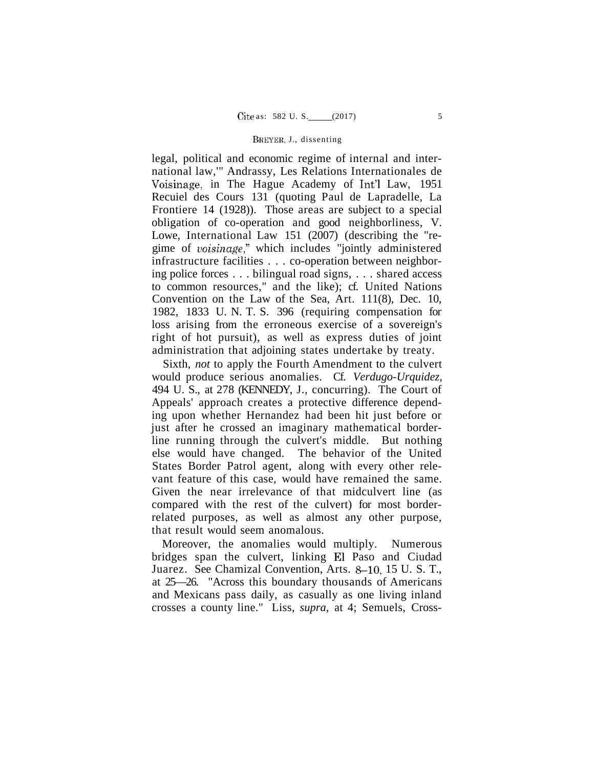legal, political and economic regime of internal and international law,'" Andrassy, Les Relations Internationales de Voisinage, in The Hague Academy of Int'l Law, 1951 Recuiel des Cours 131 (quoting Paul de Lapradelle, La Frontiere 14 (1928)). Those areas are subject to a special obligation of co-operation and good neighborliness, V. Lowe, International Law 151 (2007) (describing the "regime of *voisinage*," which includes "jointly administered infrastructure facilities . . . co-operation between neighboring police forces . . . bilingual road signs, . . . shared access to common resources," and the like); cf. United Nations Convention on the Law of the Sea, Art. 111(8), Dec. 10, 1982, 1833 U. N. T. S. 396 (requiring compensation for loss arising from the erroneous exercise of a sovereign's right of hot pursuit), as well as express duties of joint administration that adjoining states undertake by treaty.

Sixth, *not* to apply the Fourth Amendment to the culvert would produce serious anomalies. Cf. *Verdugo-Urquidez*, 494 U. S., at 278 (KENNEDY, J., concurring). The Court of Appeals' approach creates a protective difference depending upon whether Hernandez had been hit just before or just after he crossed an imaginary mathematical borderline running through the culvert's middle. But nothing else would have changed. The behavior of the United States Border Patrol agent, along with every other relevant feature of this case, would have remained the same. Given the near irrelevance of that midculvert line (as compared with the rest of the culvert) for most border-related purposes, as well as almost any other purpose, that result would seem anomalous.

Moreover, the anomalies would multiply. Numerous bridges span the culvert, linking El Paso and Ciudad Juarez. See Chamizal Convention, Arts. 8–10, 15 U. S. T., at 25—26. "Across this boundary thousands of Americans and Mexicans pass daily, as casually as one living inland crosses a county line." Liss, *supra*, at 4; Semuels, Cross-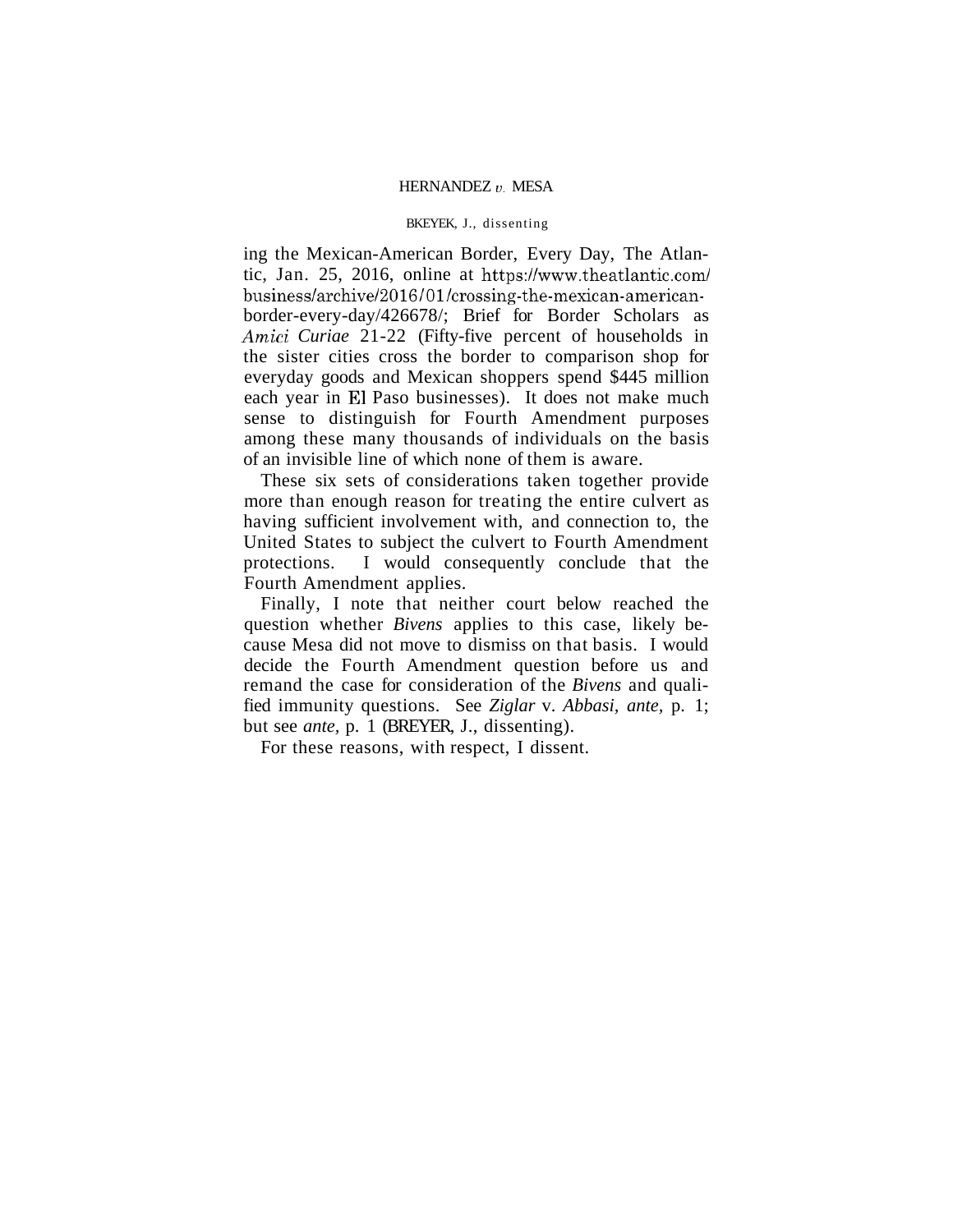ing the Mexican-American Border, Every Day, The Atlantic, Jan. 25, 2016, online at https://www.theatlantic.com/business/archive/2016/01/crossing-the-mexican-american-border-every-day/426678/; Brief for Border Scholars as *Amici Curiae* 21-22 (Fifty-five percent of households in the sister cities cross the border to comparison shop for everyday goods and Mexican shoppers spend $445 million each year in El Paso businesses). It does not make much sense to distinguish for Fourth Amendment purposes among these many thousands of individuals on the basis of an invisible line of which none of them is aware.

These six sets of considerations taken together provide more than enough reason for treating the entire culvert as having sufficient involvement with, and connection to, the United States to subject the culvert to Fourth Amendment protections. I would consequently conclude that the Fourth Amendment applies.

Finally, I note that neither court below reached the question whether *Bivens* applies to this case, likely because Mesa did not move to dismiss on that basis. I would decide the Fourth Amendment question before us and remand the case for consideration of the *Bivens* and qualified immunity questions. See *Ziglar* v. *Abbasi*, *ante*, p. 1; but see *ante*, p. 1 (BREYER, J., dissenting).

For these reasons, with respect, I dissent.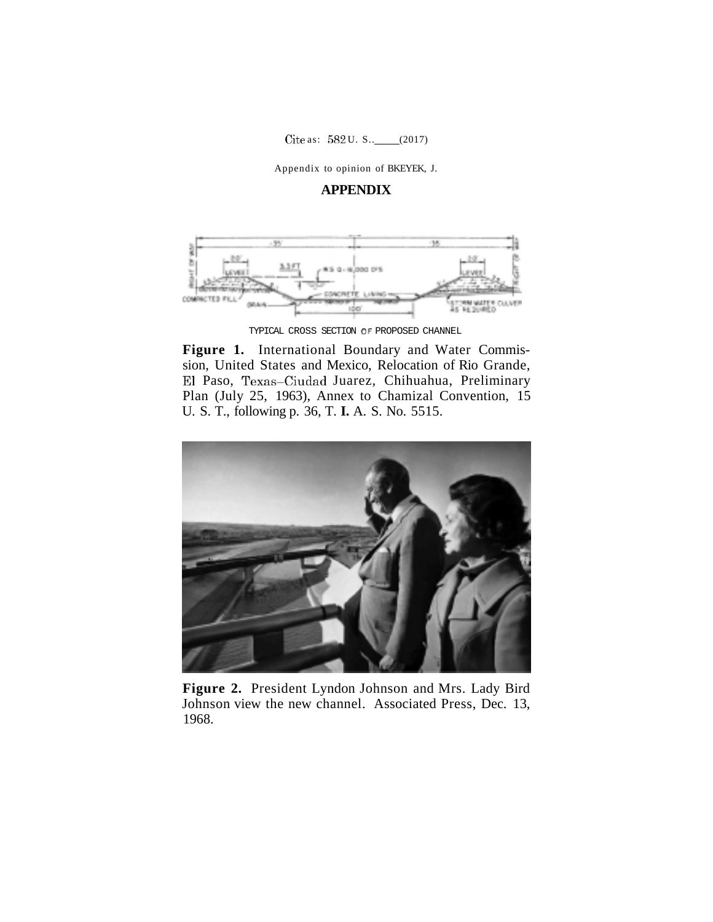Appendix to opinion of BREYER, J.

## APPENDIX

TYPICAL CROSS SECTION OF PROPOSED CHANNEL

**Figure 1.** International Boundary and Water Commission, United States and Mexico, Relocation of Rio Grande, El Paso, Texas–Ciudad Juarez, Chihuahua, Preliminary Plan (July 25, 1963), Annex to Chamizal Convention, 15 U. S. T., following p. 36, T. I. A. S. No. 5515.

**Figure 2.** President Lyndon Johnson and Mrs. Lady Bird Johnson view the new channel. Associated Press, Dec. 13, 1968.